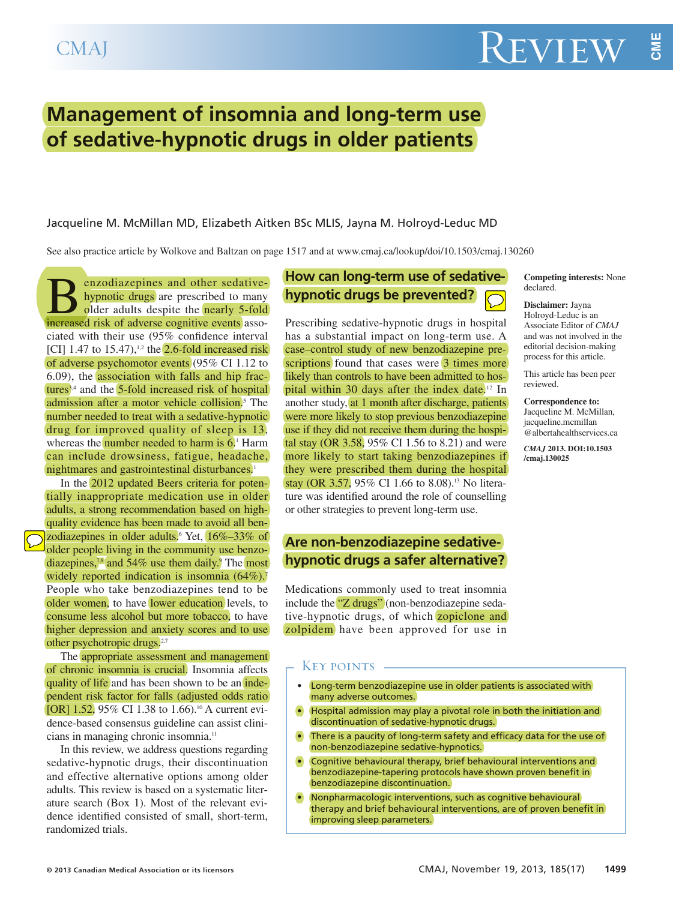# Management of insomnia and long-term use of sedative-hypnotic drugs in older patients

Jacqueline M. McMillan MD, Elizabeth Aitken BSc MLIS, Jayna M. Holroyd-Leduc MD

See also practice article by Wolkove and Baltzan on page 1517 and at www.cmaj.ca/lookup/doi/10.1503/cmaj.130260

Benzodiazepines and other sedative-hypnotic drugs are prescribed to many older adults despite the nearly 5-fold increased risk of adverse cognitive events associated with their use (95% confidence interval [CI] 1.47 to 15.47),[1,2] the 2.6-fold increased risk of adverse psychomotor events (95% CI 1.12 to 6.09), the association with falls and hip fractures[3,4] and the 5-fold increased risk of hospital admission after a motor vehicle collision.[5] The number needed to treat with a sedative-hypnotic drug for improved quality of sleep is 13, whereas the number needed to harm is 6.[1] Harm can include drowsiness, fatigue, headache, nightmares and gastrointestinal disturbances.[1]

In the 2012 updated Beers criteria for potentially inappropriate medication use in older adults, a strong recommendation based on high-quality evidence has been made to avoid all benzodiazepines in older adults.[6] Yet, 16%–33% of older people living in the community use benzodiazepines,[7,8] and 54% use them daily.[9] The most widely reported indication is insomnia (64%).[7] People who take benzodiazepines tend to be older women, to have lower education levels, to consume less alcohol but more tobacco, to have higher depression and anxiety scores and to use other psychotropic drugs.[2,7]

The appropriate assessment and management of chronic insomnia is crucial. Insomnia affects quality of life and has been shown to be an independent risk factor for falls (adjusted odds ratio [OR] 1.52, 95% CI 1.38 to 1.66).[10] A current evidence-based consensus guideline can assist clinicians in managing chronic insomnia.[11]

In this review, we address questions regarding sedative-hypnotic drugs, their discontinuation and effective alternative options among older adults. This review is based on a systematic literature search (Box 1). Most of the relevant evidence identified consisted of small, short-term, randomized trials.

## How can long-term use of sedative-hypnotic drugs be prevented?

Prescribing sedative-hypnotic drugs in hospital has a substantial impact on long-term use. A case–control study of new benzodiazepine prescriptions found that cases were 3 times more likely than controls to have been admitted to hospital within 30 days after the index date.[12] In another study, at 1 month after discharge, patients were more likely to stop previous benzodiazepine use if they did not receive them during the hospital stay (OR 3.58, 95% CI 1.56 to 8.21) and were more likely to start taking benzodiazepines if they were prescribed them during the hospital stay (OR 3.57, 95% CI 1.66 to 8.08).[13] No literature was identified around the role of counselling or other strategies to prevent long-term use.

## Are non-benzodiazepine sedative-hypnotic drugs a safer alternative?

Medications commonly used to treat insomnia include the "Z drugs" (non-benzodiazepine sedative-hypnotic drugs, of which zopiclone and zolpidem have been approved for use in

**Competing interests:** None declared.

**Disclaimer:** Jayna Holroyd-Leduc is an Associate Editor of *CMAJ* and was not involved in the editorial decision-making process for this article.

This article has been peer reviewed.

**Correspondence to:** Jacqueline M. McMillan, jacqueline.mcmillan@albertahealthservices.ca

*CMAJ* 2013. DOI:10.1503/cmaj.130025

### Key points

- Long-term benzodiazepine use in older patients is associated with many adverse outcomes.
- Hospital admission may play a pivotal role in both the initiation and discontinuation of sedative-hypnotic drugs.
- There is a paucity of long-term safety and efficacy data for the use of non-benzodiazepine sedative-hypnotics.
- Cognitive behavioural therapy, brief behavioural interventions and benzodiazepine-tapering protocols have shown proven benefit in benzodiazepine discontinuation.
- Nonpharmacologic interventions, such as cognitive behavioural therapy and brief behavioural interventions, are of proven benefit in improving sleep parameters.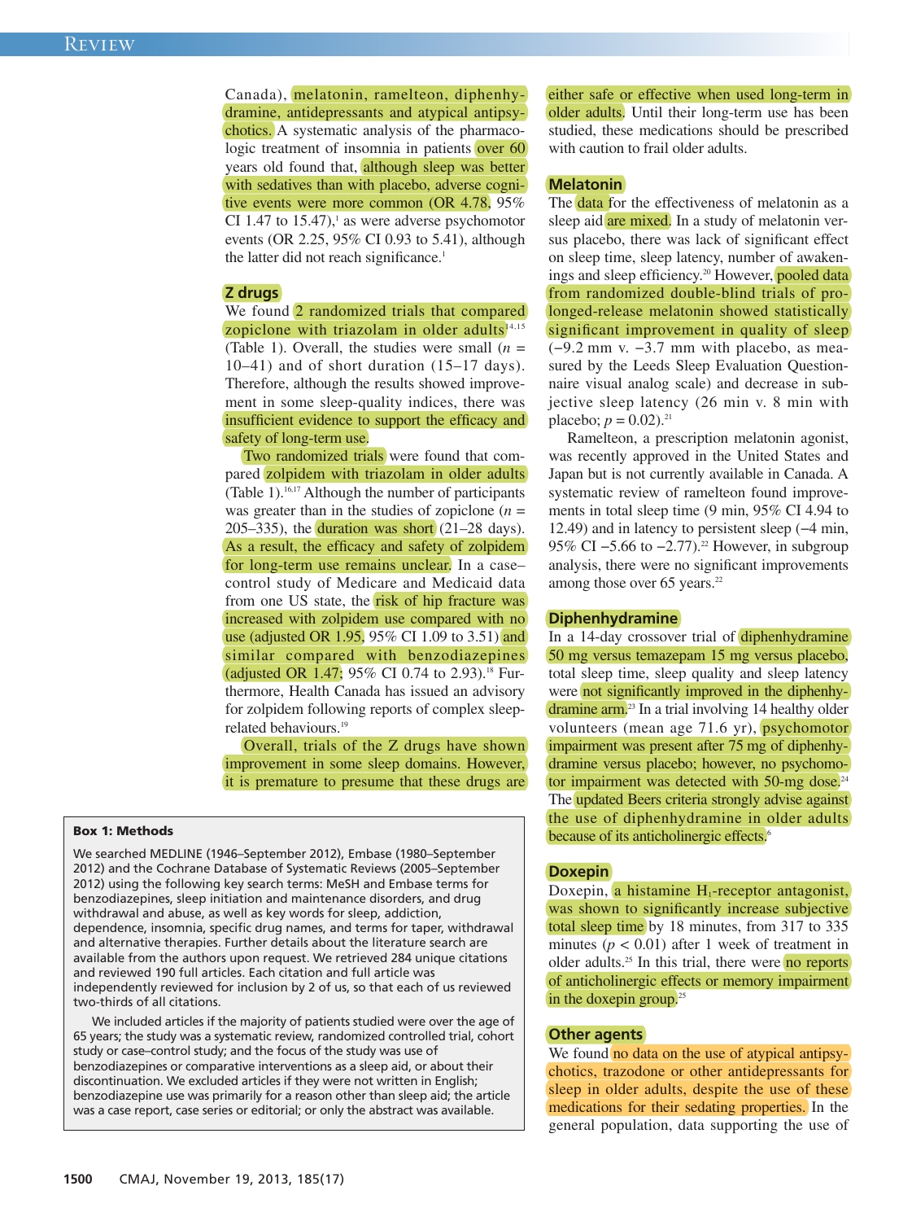Canada), melatonin, ramelteon, diphenhydramine, antidepressants and atypical antipsychotics. A systematic analysis of the pharmacologic treatment of insomnia in patients over 60 years old found that, although sleep was better with sedatives than with placebo, adverse cognitive events were more common (OR 4.78, 95% CI 1.47 to 15.47),[1] as were adverse psychomotor events (OR 2.25, 95% CI 0.93 to 5.41), although the latter did not reach significance.[1]

## Z drugs

We found 2 randomized trials that compared zopiclone with triazolam in older adults[14,15] (Table 1). Overall, the studies were small ($n$ = 10–41) and of short duration (15–17 days). Therefore, although the results showed improvement in some sleep-quality indices, there was insufficient evidence to support the efficacy and safety of long-term use.

Two randomized trials were found that compared zolpidem with triazolam in older adults (Table 1).[16,17] Although the number of participants was greater than in the studies of zopiclone ($n$ = 205–335), the duration was short (21–28 days). As a result, the efficacy and safety of zolpidem for long-term use remains unclear. In a case–control study of Medicare and Medicaid data from one US state, the risk of hip fracture was increased with zolpidem use compared with no use (adjusted OR 1.95, 95% CI 1.09 to 3.51) and similar compared with benzodiazepines (adjusted OR 1.47; 95% CI 0.74 to 2.93).[18] Furthermore, Health Canada has issued an advisory for zolpidem following reports of complex sleep-related behaviours.[19]

Overall, trials of the Z drugs have shown improvement in some sleep domains. However, it is premature to presume that these drugs are either safe or effective when used long-term in older adults. Until their long-term use has been studied, these medications should be prescribed with caution to frail older adults.

## Melatonin

The data for the effectiveness of melatonin as a sleep aid are mixed. In a study of melatonin versus placebo, there was lack of significant effect on sleep time, sleep latency, number of awakenings and sleep efficiency.[20] However, pooled data from randomized double-blind trials of prolonged-release melatonin showed statistically significant improvement in quality of sleep (−9.2 mm v. −3.7 mm with placebo, as measured by the Leeds Sleep Evaluation Questionnaire visual analog scale) and decrease in subjective sleep latency (26 min v. 8 min with placebo; $p = 0.02$).[21]

Ramelteon, a prescription melatonin agonist, was recently approved in the United States and Japan but is not currently available in Canada. A systematic review of ramelteon found improvements in total sleep time (9 min, 95% CI 4.94 to 12.49) and in latency to persistent sleep (−4 min, 95% CI −5.66 to −2.77).[22] However, in subgroup analysis, there were no significant improvements among those over 65 years.[22]

## Diphenhydramine

In a 14-day crossover trial of diphenhydramine 50 mg versus temazepam 15 mg versus placebo, total sleep time, sleep quality and sleep latency were not significantly improved in the diphenhydramine arm.[23] In a trial involving 14 healthy older volunteers (mean age 71.6 yr), psychomotor impairment was present after 75 mg of diphenhydramine versus placebo; however, no psychomotor impairment was detected with 50-mg dose.[24] The updated Beers criteria strongly advise against the use of diphenhydramine in older adults because of its anticholinergic effects.[6]

## Doxepin

Doxepin, a histamine $H_1$-receptor antagonist, was shown to significantly increase subjective total sleep time by 18 minutes, from 317 to 335 minutes ($p < 0.01$) after 1 week of treatment in older adults.[25] In this trial, there were no reports of anticholinergic effects or memory impairment in the doxepin group.[25]

## Other agents

We found no data on the use of atypical antipsychotics, trazodone or other antidepressants for sleep in older adults, despite the use of these medications for their sedating properties. In the general population, data supporting the use of

---

**Box 1: Methods**

We searched MEDLINE (1946–September 2012), Embase (1980–September 2012) and the Cochrane Database of Systematic Reviews (2005–September 2012) using the following key search terms: MeSH and Embase terms for benzodiazepines, sleep initiation and maintenance disorders, and drug withdrawal and abuse, as well as key words for sleep, addiction, dependence, insomnia, specific drug names, and terms for taper, withdrawal and alternative therapies. Further details about the literature search are available from the authors upon request. We retrieved 284 unique citations and reviewed 190 full articles. Each citation and full article was independently reviewed for inclusion by 2 of us, so that each of us reviewed two-thirds of all citations.

We included articles if the majority of patients studied were over the age of 65 years; the study was a systematic review, randomized controlled trial, cohort study or case–control study; and the focus of the study was use of benzodiazepines or comparative interventions as a sleep aid, or about their discontinuation. We excluded articles if they were not written in English; benzodiazepine use was primarily for a reason other than sleep aid; the article was a case report, case series or editorial; or only the abstract was available.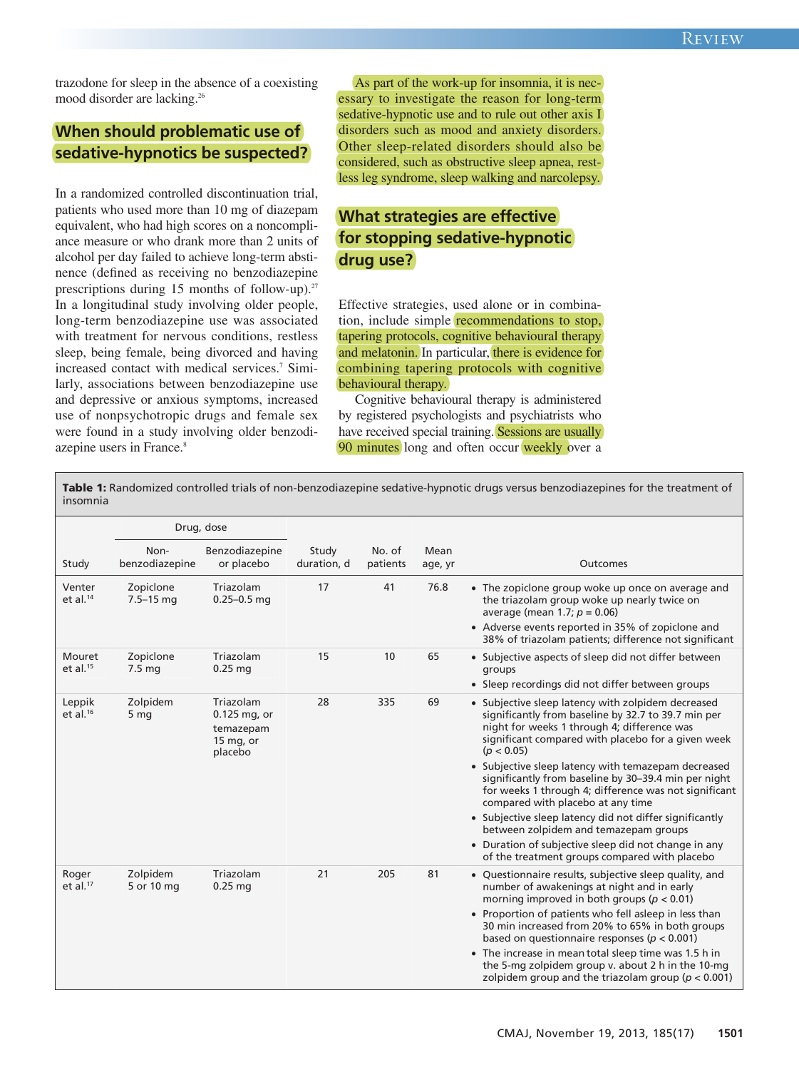trazodone for sleep in the absence of a coexisting mood disorder are lacking.[26]

## When should problematic use of sedative-hypnotics be suspected?

In a randomized controlled discontinuation trial, patients who used more than 10 mg of diazepam equivalent, who had high scores on a noncompliance measure or who drank more than 2 units of alcohol per day failed to achieve long-term abstinence (defined as receiving no benzodiazepine prescriptions during 15 months of follow-up).[27] In a longitudinal study involving older people, long-term benzodiazepine use was associated with treatment for nervous conditions, restless sleep, being female, being divorced and having increased contact with medical services.[7] Similarly, associations between benzodiazepine use and depressive or anxious symptoms, increased use of nonpsychotropic drugs and female sex were found in a study involving older benzodiazepine users in France.[8]

As part of the work-up for insomnia, it is necessary to investigate the reason for long-term sedative-hypnotic use and to rule out other axis I disorders such as mood and anxiety disorders. Other sleep-related disorders should also be considered, such as obstructive sleep apnea, restless leg syndrome, sleep walking and narcolepsy.

## What strategies are effective for stopping sedative-hypnotic drug use?

Effective strategies, used alone or in combination, include simple recommendations to stop, tapering protocols, cognitive behavioural therapy and melatonin. In particular, there is evidence for combining tapering protocols with cognitive behavioural therapy.

Cognitive behavioural therapy is administered by registered psychologists and psychiatrists who have received special training. Sessions are usually 90 minutes long and often occur weekly over a

**Table 1:** Randomized controlled trials of non-benzodiazepine sedative-hypnotic drugs versus benzodiazepines for the treatment of insomnia

| Study | Drug, dose | | Study duration, d | No. of patients | Mean age, yr | Outcomes |
|---|---|---|---|---|---|---|
| | Non-benzodiazepine | Benzodiazepine or placebo | | | | |
| Venter et al.[14] | Zopiclone 7.5–15 mg | Triazolam 0.25–0.5 mg | 17 | 41 | 76.8 | • The zopiclone group woke up once on average and the triazolam group woke up nearly twice on average (mean 1.7; $p = 0.06$)<br>• Adverse events reported in 35% of zopiclone and 38% of triazolam patients; difference not significant |
| Mouret et al.[15] | Zopiclone 7.5 mg | Triazolam 0.25 mg | 15 | 10 | 65 | • Subjective aspects of sleep did not differ between groups<br>• Sleep recordings did not differ between groups |
| Leppik et al.[16] | Zolpidem 5 mg | Triazolam 0.125 mg, or temazepam 15 mg, or placebo | 28 | 335 | 69 | • Subjective sleep latency with zolpidem decreased significantly from baseline by 32.7 to 39.7 min per night for weeks 1 through 4; difference was significant compared with placebo for a given week ($p < 0.05$)<br>• Subjective sleep latency with temazepam decreased significantly from baseline by 30–39.4 min per night for weeks 1 through 4; difference was not significant compared with placebo at any time<br>• Subjective sleep latency did not differ significantly between zolpidem and temazepam groups<br>• Duration of subjective sleep did not change in any of the treatment groups compared with placebo |
| Roger et al.[17] | Zolpidem 5 or 10 mg | Triazolam 0.25 mg | 21 | 205 | 81 | • Questionnaire results, subjective sleep quality, and number of awakenings at night and in early morning improved in both groups ($p < 0.01$)<br>• Proportion of patients who fell asleep in less than 30 min increased from 20% to 65% in both groups based on questionnaire responses ($p < 0.001$)<br>• The increase in mean total sleep time was 1.5 h in the 5-mg zolpidem group v. about 2 h in the 10-mg zolpidem group and the triazolam group ($p < 0.001$) |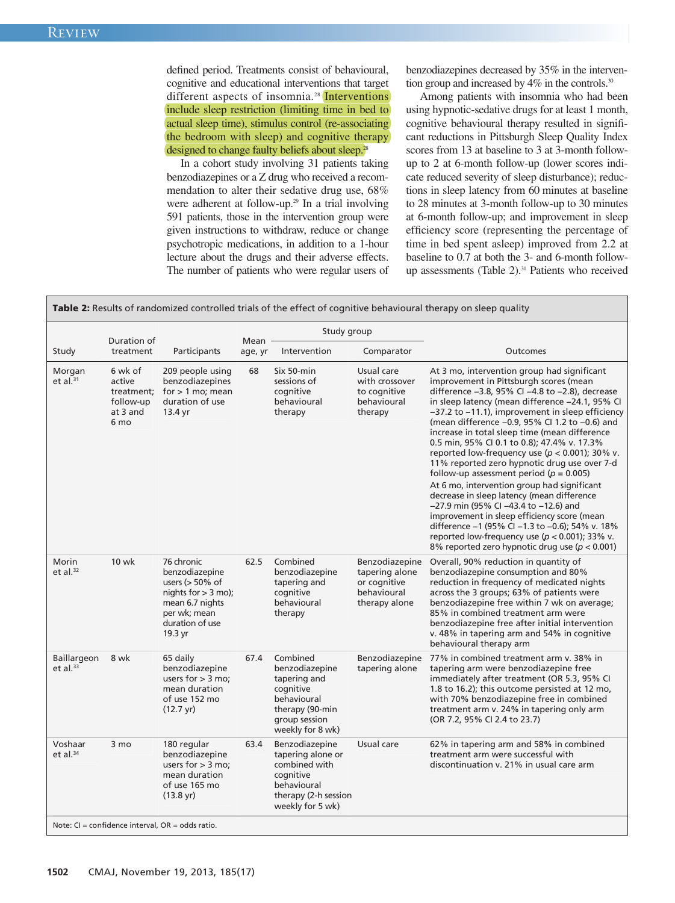defined period. Treatments consist of behavioural, cognitive and educational interventions that target different aspects of insomnia.[28] Interventions include sleep restriction (limiting time in bed to actual sleep time), stimulus control (re-associating the bedroom with sleep) and cognitive therapy designed to change faulty beliefs about sleep.[28]

In a cohort study involving 31 patients taking benzodiazepines or a Z drug who received a recommendation to alter their sedative drug use, 68% were adherent at follow-up.[29] In a trial involving 591 patients, those in the intervention group were given instructions to withdraw, reduce or change psychotropic medications, in addition to a 1-hour lecture about the drugs and their adverse effects. The number of patients who were regular users of benzodiazepines decreased by 35% in the intervention group and increased by 4% in the controls.[30]

Among patients with insomnia who had been using hypnotic-sedative drugs for at least 1 month, cognitive behavioural therapy resulted in significant reductions in Pittsburgh Sleep Quality Index scores from 13 at baseline to 3 at 3-month follow-up to 2 at 6-month follow-up (lower scores indicate reduced severity of sleep disturbance); reductions in sleep latency from 60 minutes at baseline to 28 minutes at 3-month follow-up to 30 minutes at 6-month follow-up; and improvement in sleep efficiency score (representing the percentage of time in bed spent asleep) improved from 2.2 at baseline to 0.7 at both the 3- and 6-month follow-up assessments (Table 2).[31] Patients who received

**Table 2:** Results of randomized controlled trials of the effect of cognitive behavioural therapy on sleep quality

| Study | Duration of treatment | Participants | Mean age, yr | Study group | | Outcomes |
|---|---|---|---|---|---|---|
| | | | | Intervention | Comparator | |
| Morgan et al.[31] | 6 wk of active treatment; follow-up at 3 and 6 mo | 209 people using benzodiazepines for > 1 mo; mean duration of use 13.4 yr | 68 | Six 50-min sessions of cognitive behavioural therapy | Usual care with crossover to cognitive behavioural therapy | At 3 mo, intervention group had significant improvement in Pittsburgh scores (mean difference −3.8, 95% CI −4.8 to −2.8), decrease in sleep latency (mean difference −24.1, 95% CI −37.2 to −11.1), improvement in sleep efficiency (mean difference −0.9, 95% CI 1.2 to −0.6) and increase in total sleep time (mean difference 0.5 min, 95% CI 0.1 to 0.8); 47.4% v. 17.3% reported low-frequency use ($p < 0.001$); 30% v. 11% reported zero hypnotic drug use over 7-d follow-up assessment period ($p = 0.005$)<br>At 6 mo, intervention group had significant decrease in sleep latency (mean difference −27.9 min (95% CI −43.4 to −12.6) and improvement in sleep efficiency score (mean difference −1 (95% CI −1.3 to −0.6); 54% v. 18% reported low-frequency use ($p < 0.001$); 33% v. 8% reported zero hypnotic drug use ($p < 0.001$) |
| Morin et al.[32] | 10 wk | 76 chronic benzodiazepine users (> 50% of nights for > 3 mo); mean 6.7 nights per wk; mean duration of use 19.3 yr | 62.5 | Combined benzodiazepine tapering and cognitive behavioural therapy | Benzodiazepine tapering alone or cognitive behavioural therapy alone | Overall, 90% reduction in quantity of benzodiazepine consumption and 80% reduction in frequency of medicated nights across the 3 groups; 63% of patients were benzodiazepine free within 7 wk on average; 85% in combined treatment arm were benzodiazepine free after initial intervention v. 48% in tapering arm and 54% in cognitive behavioural therapy arm |
| Baillargeon et al.[33] | 8 wk | 65 daily benzodiazepine users for > 3 mo; mean duration of use 152 mo (12.7 yr) | 67.4 | Combined benzodiazepine tapering and cognitive behavioural therapy (90-min group session weekly for 8 wk) | Benzodiazepine tapering alone | 77% in combined treatment arm v. 38% in tapering arm were benzodiazepine free immediately after treatment (OR 5.3, 95% CI 1.8 to 16.2); this outcome persisted at 12 mo, with 70% benzodiazepine free in combined treatment arm v. 24% in tapering only arm (OR 7.2, 95% CI 2.4 to 23.7) |
| Voshaar et al.[34] | 3 mo | 180 regular benzodiazepine users for > 3 mo; mean duration of use 165 mo (13.8 yr) | 63.4 | Benzodiazepine tapering alone or combined with cognitive behavioural therapy (2-h session weekly for 5 wk) | Usual care | 62% in tapering arm and 58% in combined treatment arm were successful with discontinuation v. 21% in usual care arm |

Note: CI = confidence interval, OR = odds ratio.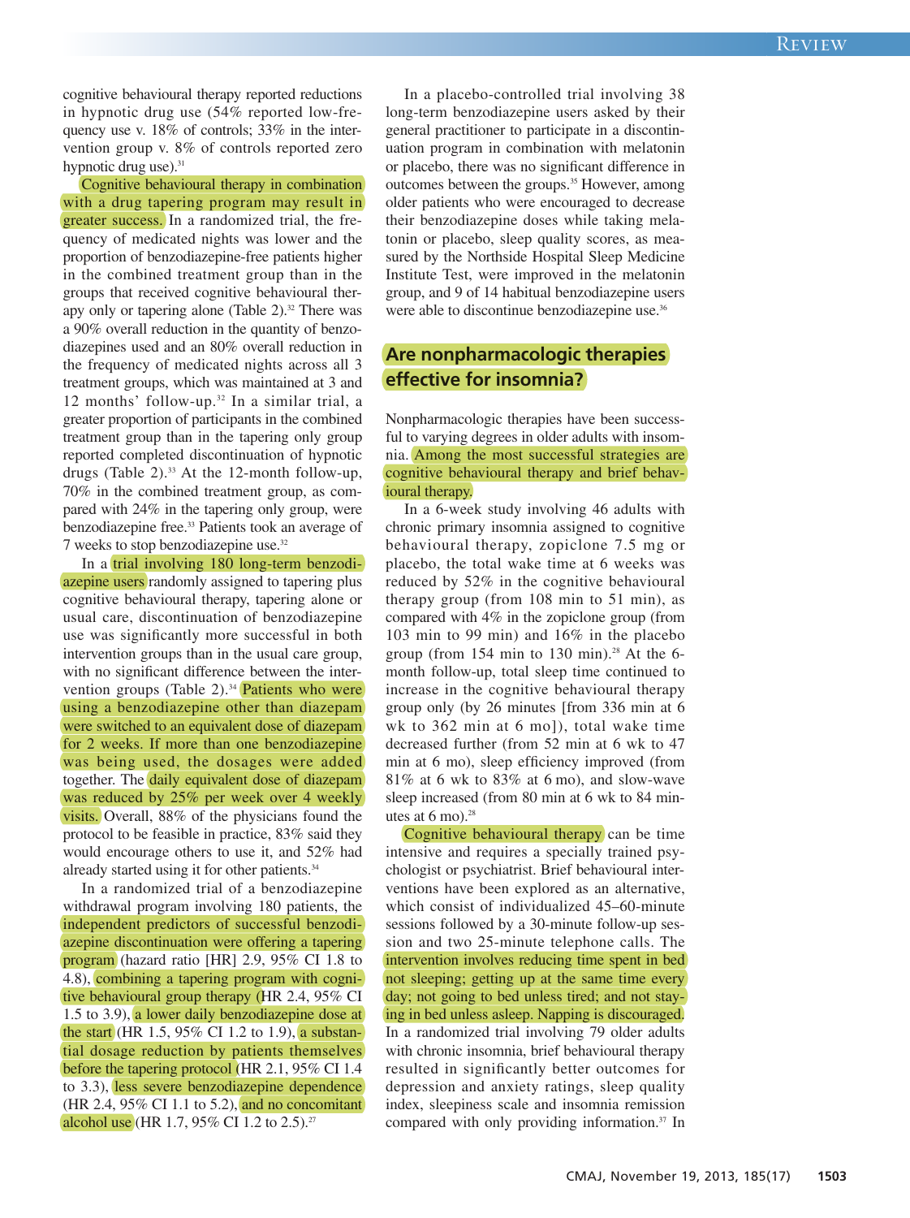cognitive behavioural therapy reported reductions in hypnotic drug use (54% reported low-frequency use v. 18% of controls; 33% in the intervention group v. 8% of controls reported zero hypnotic drug use).[31]

Cognitive behavioural therapy in combination with a drug tapering program may result in greater success. In a randomized trial, the frequency of medicated nights was lower and the proportion of benzodiazepine-free patients higher in the combined treatment group than in the groups that received cognitive behavioural therapy only or tapering alone (Table 2).[32] There was a 90% overall reduction in the quantity of benzodiazepines used and an 80% overall reduction in the frequency of medicated nights across all 3 treatment groups, which was maintained at 3 and 12 months' follow-up.[32] In a similar trial, a greater proportion of participants in the combined treatment group than in the tapering only group reported completed discontinuation of hypnotic drugs (Table 2).[33] At the 12-month follow-up, 70% in the combined treatment group, as compared with 24% in the tapering only group, were benzodiazepine free.[33] Patients took an average of 7 weeks to stop benzodiazepine use.[32]

In a trial involving 180 long-term benzodiazepine users randomly assigned to tapering plus cognitive behavioural therapy, tapering alone or usual care, discontinuation of benzodiazepine use was significantly more successful in both intervention groups than in the usual care group, with no significant difference between the intervention groups (Table 2).[34] Patients who were using a benzodiazepine other than diazepam were switched to an equivalent dose of diazepam for 2 weeks. If more than one benzodiazepine was being used, the dosages were added together. The daily equivalent dose of diazepam was reduced by 25% per week over 4 weekly visits. Overall, 88% of the physicians found the protocol to be feasible in practice, 83% said they would encourage others to use it, and 52% had already started using it for other patients.[34]

In a randomized trial of a benzodiazepine withdrawal program involving 180 patients, the independent predictors of successful benzodiazepine discontinuation were offering a tapering program (hazard ratio [HR] 2.9, 95% CI 1.8 to 4.8), combining a tapering program with cognitive behavioural group therapy (HR 2.4, 95% CI 1.5 to 3.9), a lower daily benzodiazepine dose at the start (HR 1.5, 95% CI 1.2 to 1.9), a substantial dosage reduction by patients themselves before the tapering protocol (HR 2.1, 95% CI 1.4 to 3.3), less severe benzodiazepine dependence (HR 2.4, 95% CI 1.1 to 5.2), and no concomitant alcohol use (HR 1.7, 95% CI 1.2 to 2.5).[27]

In a placebo-controlled trial involving 38 long-term benzodiazepine users asked by their general practitioner to participate in a discontinuation program in combination with melatonin or placebo, there was no significant difference in outcomes between the groups.[35] However, among older patients who were encouraged to decrease their benzodiazepine doses while taking melatonin or placebo, sleep quality scores, as measured by the Northside Hospital Sleep Medicine Institute Test, were improved in the melatonin group, and 9 of 14 habitual benzodiazepine users were able to discontinue benzodiazepine use.[36]

## Are nonpharmacologic therapies effective for insomnia?

Nonpharmacologic therapies have been successful to varying degrees in older adults with insomnia. Among the most successful strategies are cognitive behavioural therapy and brief behavioural therapy.

In a 6-week study involving 46 adults with chronic primary insomnia assigned to cognitive behavioural therapy, zopiclone 7.5 mg or placebo, the total wake time at 6 weeks was reduced by 52% in the cognitive behavioural therapy group (from 108 min to 51 min), as compared with 4% in the zopiclone group (from 103 min to 99 min) and 16% in the placebo group (from 154 min to 130 min).[28] At the 6-month follow-up, total sleep time continued to increase in the cognitive behavioural therapy group only (by 26 minutes [from 336 min at 6 wk to 362 min at 6 mo]), total wake time decreased further (from 52 min at 6 wk to 47 min at 6 mo), sleep efficiency improved (from 81% at 6 wk to 83% at 6 mo), and slow-wave sleep increased (from 80 min at 6 wk to 84 minutes at 6 mo).[28]

Cognitive behavioural therapy can be time intensive and requires a specially trained psychologist or psychiatrist. Brief behavioural interventions have been explored as an alternative, which consist of individualized 45–60-minute sessions followed by a 30-minute follow-up session and two 25-minute telephone calls. The intervention involves reducing time spent in bed not sleeping; getting up at the same time every day; not going to bed unless tired; and not staying in bed unless asleep. Napping is discouraged. In a randomized trial involving 79 older adults with chronic insomnia, brief behavioural therapy resulted in significantly better outcomes for depression and anxiety ratings, sleep quality index, sleepiness scale and insomnia remission compared with only providing information.[37] In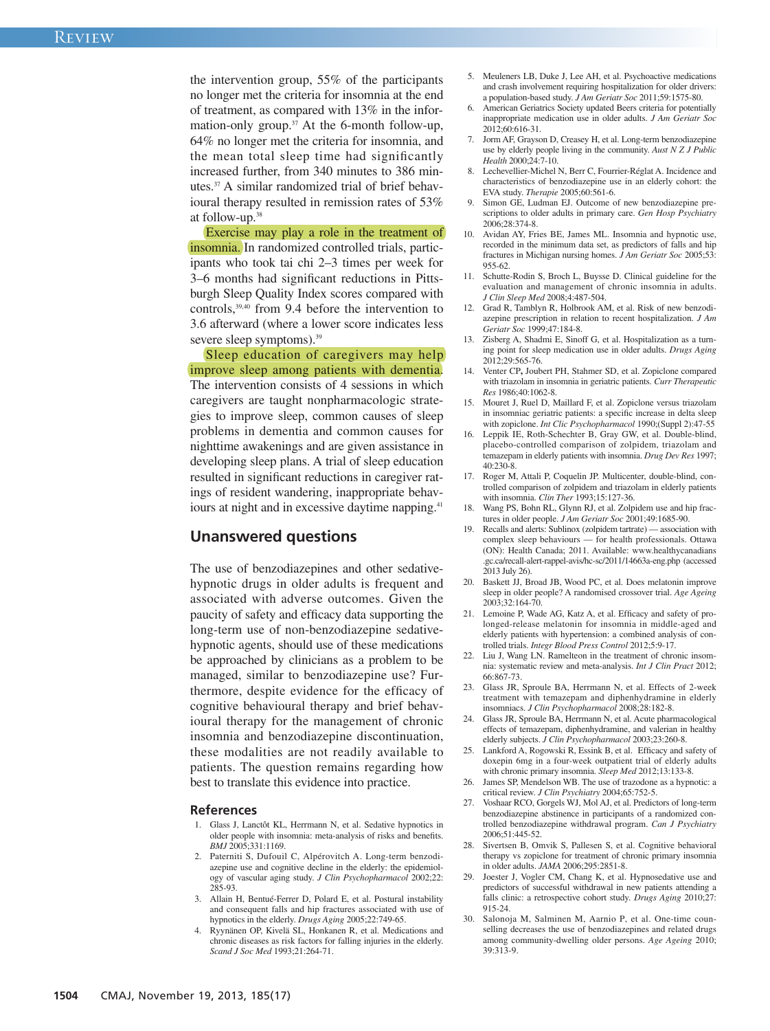the intervention group, 55% of the participants no longer met the criteria for insomnia at the end of treatment, as compared with 13% in the information-only group.[37] At the 6-month follow-up, 64% no longer met the criteria for insomnia, and the mean total sleep time had significantly increased further, from 340 minutes to 386 minutes.[37] A similar randomized trial of brief behavioural therapy resulted in remission rates of 53% at follow-up.[38]

Exercise may play a role in the treatment of insomnia. In randomized controlled trials, participants who took tai chi 2–3 times per week for 3–6 months had significant reductions in Pittsburgh Sleep Quality Index scores compared with controls,[39,40] from 9.4 before the intervention to 3.6 afterward (where a lower score indicates less severe sleep symptoms).[39]

Sleep education of caregivers may help improve sleep among patients with dementia. The intervention consists of 4 sessions in which caregivers are taught nonpharmacologic strategies to improve sleep, common causes of sleep problems in dementia and common causes for nighttime awakenings and are given assistance in developing sleep plans. A trial of sleep education resulted in significant reductions in caregiver ratings of resident wandering, inappropriate behaviours at night and in excessive daytime napping.[41]

## Unanswered questions

The use of benzodiazepines and other sedative-hypnotic drugs in older adults is frequent and associated with adverse outcomes. Given the paucity of safety and efficacy data supporting the long-term use of non-benzodiazepine sedative-hypnotic agents, should use of these medications be approached by clinicians as a problem to be managed, similar to benzodiazepine use? Furthermore, despite evidence for the efficacy of cognitive behavioural therapy and brief behavioural therapy for the management of chronic insomnia and benzodiazepine discontinuation, these modalities are not readily available to patients. The question remains regarding how best to translate this evidence into practice.

### References

1. Glass J, Lanctôt KL, Herrmann N, et al. Sedative hypnotics in older people with insomnia: meta-analysis of risks and benefits. *BMJ* 2005;331:1169.
2. Paterniti S, Dufouil C, Alpérovitch A. Long-term benzodiazepine use and cognitive decline in the elderly: the epidemiology of vascular aging study. *J Clin Psychopharmacol* 2002;22:285-93.
3. Allain H, Bentué-Ferrer D, Polard E, et al. Postural instability and consequent falls and hip fractures associated with use of hypnotics in the elderly. *Drugs Aging* 2005;22:749-65.
4. Ryynänen OP, Kivelä SL, Honkanen R, et al. Medications and chronic diseases as risk factors for falling injuries in the elderly. *Scand J Soc Med* 1993;21:264-71.
5. Meuleners LB, Duke J, Lee AH, et al. Psychoactive medications and crash involvement requiring hospitalization for older drivers: a population-based study. *J Am Geriatr Soc* 2011;59:1575-80.
6. American Geriatrics Society updated Beers criteria for potentially inappropriate medication use in older adults. *J Am Geriatr Soc* 2012;60:616-31.
7. Jorm AF, Grayson D, Creasey H, et al. Long-term benzodiazepine use by elderly people living in the community. *Aust N Z J Public Health* 2000;24:7-10.
8. Lechevallier-Michel N, Berr C, Fourrier-Réglat A. Incidence and characteristics of benzodiazepine use in an elderly cohort: the EVA study. *Therapie* 2005;60:561-6.
9. Simon GE, Ludman EJ. Outcome of new benzodiazepine prescriptions to older adults in primary care. *Gen Hosp Psychiatry* 2006;28:374-8.
10. Avidan AY, Fries BE, James ML. Insomnia and hypnotic use, recorded in the minimum data set, as predictors of falls and hip fractures in Michigan nursing homes. *J Am Geriatr Soc* 2005;53:955-62.
11. Schutte-Rodin S, Broch L, Buysse D. Clinical guideline for the evaluation and management of chronic insomnia in adults. *J Clin Sleep Med* 2008;4:487-504.
12. Grad R, Tamblyn R, Holbrook AM, et al. Risk of new benzodiazepine prescription in relation to recent hospitalization. *J Am Geriatr Soc* 1999;47:184-8.
13. Zisberg A, Shadmi E, Sinoff G, et al. Hospitalization as a turning point for sleep medication use in older adults. *Drugs Aging* 2012;29:565-76.
14. Venter CP, Joubert PH, Stahmer SD, et al. Zopiclone compared with triazolam in insomnia in geriatric patients. *Curr Therapeutic Res* 1986;40:1062-8.
15. Mouret J, Ruel D, Maillard F, et al. Zopiclone versus triazolam in insomniac geriatric patients: a specific increase in delta sleep with zopiclone. *Int Clic Psychopharmacol* 1990;(Suppl 2):47-55
16. Leppik IE, Roth-Schechter B, Gray GW, et al. Double-blind, placebo-controlled comparison of zolpidem, triazolam and temazepam in elderly patients with insomnia. *Drug Dev Res* 1997;40:230-8.
17. Roger M, Attali P, Coquelin JP. Multicenter, double-blind, controlled comparison of zolpidem and triazolam in elderly patients with insomnia. *Clin Ther* 1993;15:127-36.
18. Wang PS, Bohn RL, Glynn RJ, et al. Zolpidem use and hip fractures in older people. *J Am Geriatr Soc* 2001;49:1685-90.
19. Recalls and alerts: Sublinox (zolpidem tartrate) — association with complex sleep behaviours — for health professionals. Ottawa (ON): Health Canada; 2011. Available: www.healthycanadians.gc.ca/recall-alert-rappel-avis/hc-sc/2011/14663a-eng.php (accessed 2013 July 26).
20. Baskett JJ, Broad JB, Wood PC, et al. Does melatonin improve sleep in older people? A randomised crossover trial. *Age Ageing* 2003;32:164-70.
21. Lemoine P, Wade AG, Katz A, et al. Efficacy and safety of prolonged-release melatonin for insomnia in middle-aged and elderly patients with hypertension: a combined analysis of controlled trials. *Integr Blood Press Control* 2012;5:9-17.
22. Liu J, Wang LN. Ramelteon in the treatment of chronic insomnia: systematic review and meta-analysis. *Int J Clin Pract* 2012;66:867-73.
23. Glass JR, Sproule BA, Herrmann N, et al. Effects of 2-week treatment with temazepam and diphenhydramine in elderly insomniacs. *J Clin Psychopharmacol* 2008;28:182-8.
24. Glass JR, Sproule BA, Herrmann N, et al. Acute pharmacological effects of temazepam, diphenhydramine, and valerian in healthy elderly subjects. *J Clin Psychopharmacol* 2003;23:260-8.
25. Lankford A, Rogowski R, Essink B, et al. Efficacy and safety of doxepin 6mg in a four-week outpatient trial of elderly adults with chronic primary insomnia. *Sleep Med* 2012;13:133-8.
26. James SP, Mendelson WB. The use of trazodone as a hypnotic: a critical review. *J Clin Psychiatry* 2004;65:752-5.
27. Voshaar RCO, Gorgels WJ, Mol AJ, et al. Predictors of long-term benzodiazepine abstinence in participants of a randomized controlled benzodiazepine withdrawal program. *Can J Psychiatry* 2006;51:445-52.
28. Sivertsen B, Omvik S, Pallesen S, et al. Cognitive behavioral therapy vs zopiclone for treatment of chronic primary insomnia in older adults. *JAMA* 2006;295:2851-8.
29. Joester J, Vogler CM, Chang K, et al. Hypnosedative use and predictors of successful withdrawal in new patients attending a falls clinic: a retrospective cohort study. *Drugs Aging* 2010;27:915-24.
30. Salonoja M, Salminen M, Aarnio P, et al. One-time counselling decreases the use of benzodiazepines and related drugs among community-dwelling older persons. *Age Ageing* 2010;39:313-9.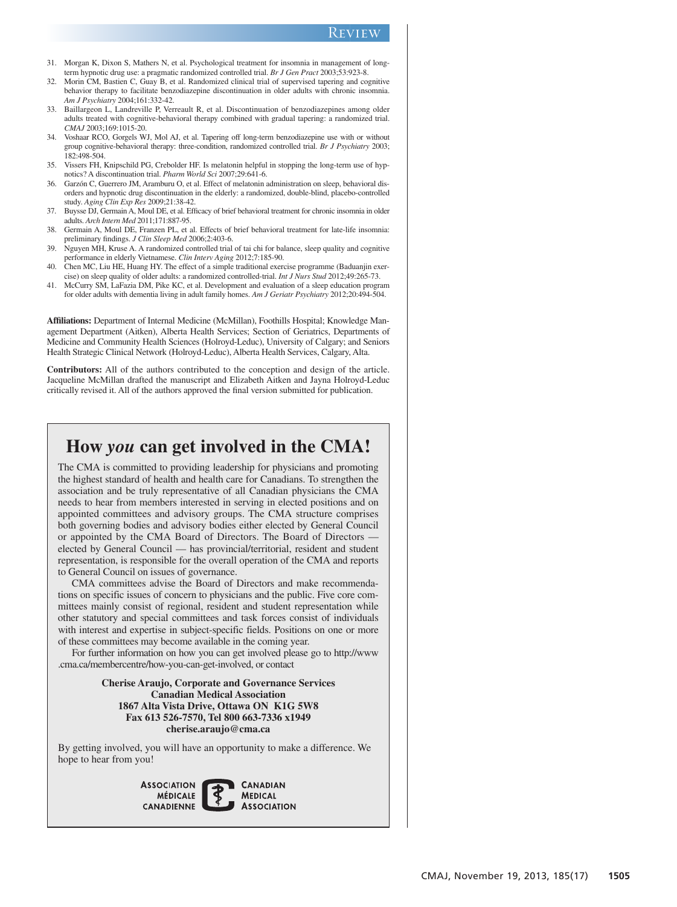31. Morgan K, Dixon S, Mathers N, et al. Psychological treatment for insomnia in management of long-term hypnotic drug use: a pragmatic randomized controlled trial. *Br J Gen Pract* 2003;53:923-8.
32. Morin CM, Bastien C, Guay B, et al. Randomized clinical trial of supervised tapering and cognitive behavior therapy to facilitate benzodiazepine discontinuation in older adults with chronic insomnia. *Am J Psychiatry* 2004;161:332-42.
33. Baillargeon L, Landreville P, Verreault R, et al. Discontinuation of benzodiazepines among older adults treated with cognitive-behavioral therapy combined with gradual tapering: a randomized trial. *CMAJ* 2003;169:1015-20.
34. Voshaar RCO, Gorgels WJ, Mol AJ, et al. Tapering off long-term benzodiazepine use with or without group cognitive-behavioral therapy: three-condition, randomized controlled trial. *Br J Psychiatry* 2003; 182:498-504.
35. Vissers FH, Knipschild PG, Crebolder HF. Is melatonin helpful in stopping the long-term use of hypnotics? A discontinuation trial. *Pharm World Sci* 2007;29:641-6.
36. Garzón C, Guerrero JM, Aramburu O, et al. Effect of melatonin administration on sleep, behavioral disorders and hypnotic drug discontinuation in the elderly: a randomized, double-blind, placebo-controlled study. *Aging Clin Exp Res* 2009;21:38-42.
37. Buysse DJ, Germain A, Moul DE, et al. Efficacy of brief behavioral treatment for chronic insomnia in older adults. *Arch Intern Med* 2011;171:887-95.
38. Germain A, Moul DE, Franzen PL, et al. Effects of brief behavioral treatment for late-life insomnia: preliminary findings. *J Clin Sleep Med* 2006;2:403-6.
39. Nguyen MH, Kruse A. A randomized controlled trial of tai chi for balance, sleep quality and cognitive performance in elderly Vietnamese. *Clin Interv Aging* 2012;7:185-90.
40. Chen MC, Liu HE, Huang HY. The effect of a simple traditional exercise programme (Baduanjin exercise) on sleep quality of older adults: a randomized controlled-trial. *Int J Nurs Stud* 2012;49:265-73.
41. McCurry SM, LaFazia DM, Pike KC, et al. Development and evaluation of a sleep education program for older adults with dementia living in adult family homes. *Am J Geriatr Psychiatry* 2012;20:494-504.

**Affiliations:** Department of Internal Medicine (McMillan), Foothills Hospital; Knowledge Management Department (Aitken), Alberta Health Services; Section of Geriatrics, Departments of Medicine and Community Health Sciences (Holroyd-Leduc), University of Calgary; and Seniors Health Strategic Clinical Network (Holroyd-Leduc), Alberta Health Services, Calgary, Alta.

**Contributors:** All of the authors contributed to the conception and design of the article. Jacqueline McMillan drafted the manuscript and Elizabeth Aitken and Jayna Holroyd-Leduc critically revised it. All of the authors approved the final version submitted for publication.

## How *you* can get involved in the CMA!

The CMA is committed to providing leadership for physicians and promoting the highest standard of health and health care for Canadians. To strengthen the association and be truly representative of all Canadian physicians the CMA needs to hear from members interested in serving in elected positions and on appointed committees and advisory groups. The CMA structure comprises both governing bodies and advisory bodies either elected by General Council or appointed by the CMA Board of Directors. The Board of Directors — elected by General Council — has provincial/territorial, resident and student representation, is responsible for the overall operation of the CMA and reports to General Council on issues of governance.

CMA committees advise the Board of Directors and make recommendations on specific issues of concern to physicians and the public. Five core committees mainly consist of regional, resident and student representation while other statutory and special committees and task forces consist of individuals with interest and expertise in subject-specific fields. Positions on one or more of these committees may become available in the coming year.

For further information on how you can get involved please go to http://www.cma.ca/membercentre/how-you-can-get-involved, or contact

**Cherise Araujo, Corporate and Governance Services**
**Canadian Medical Association**
**1867 Alta Vista Drive, Ottawa ON K1G 5W8**
**Fax 613 526-7570, Tel 800 663-7336 x1949**
**cherise.araujo@cma.ca**

By getting involved, you will have an opportunity to make a difference. We hope to hear from you!

ASSOCIATION MÉDICALE CANADIENNE — CANADIAN MEDICAL ASSOCIATION